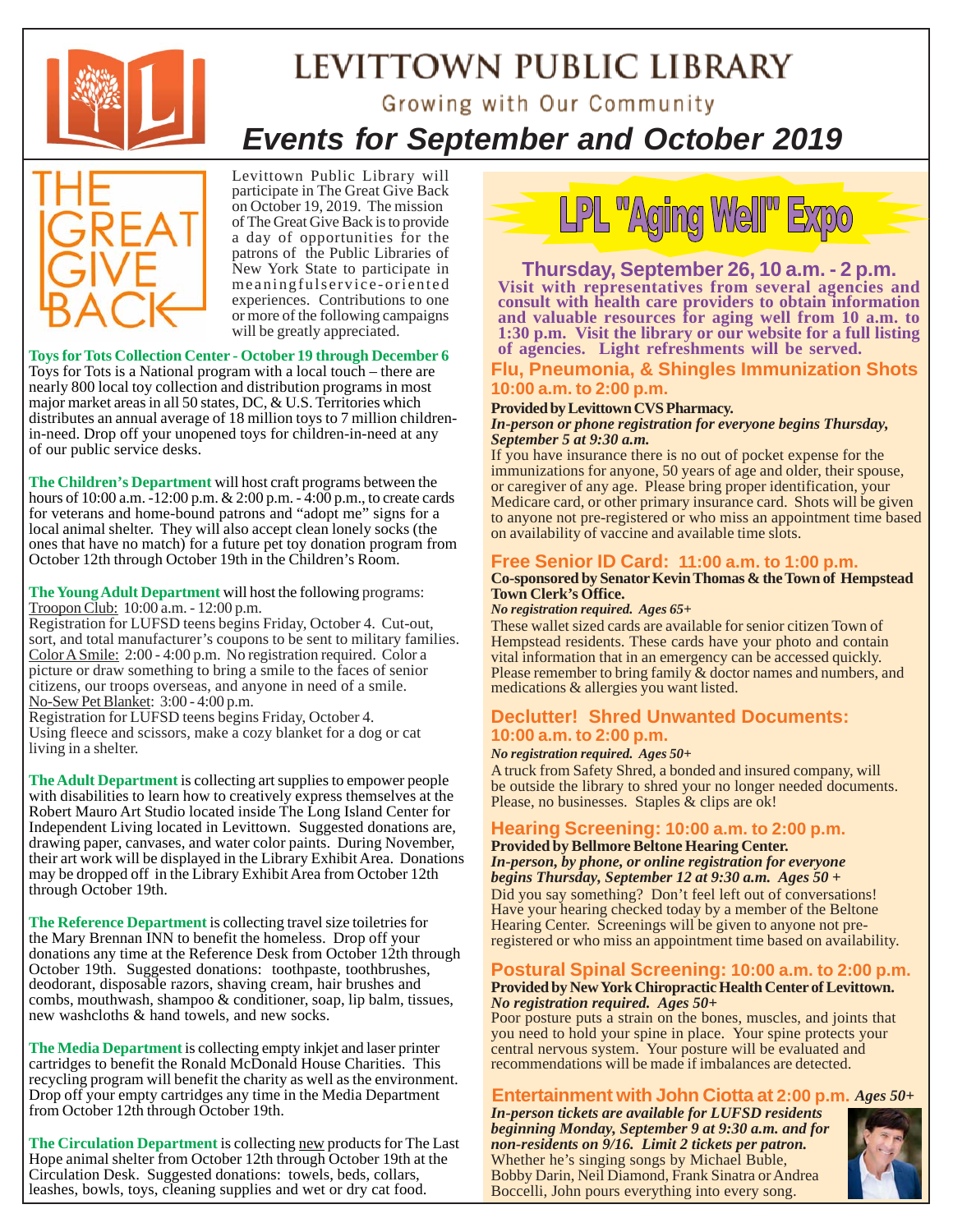# LEVITTOWN PUBLIC LIBRARY

Growing with Our Community

## *Events for September and October 2019*

THE GREAT GIVE BACK

Levittown Public Library will participate in The Great Give Back on October 19, 2019. The mission of The Great Give Back is to provide a day of opportunities for the patrons of the Public Libraries of New York State to participate in meaningfulservice-oriented experiences. Contributions to one or more of the following campaigns will be greatly appreciated.

**Toys for Tots Collection Center - October 19 through December 6**
Toys for Tots is a National program with a local touch – there are nearly 800 local toy collection and distribution programs in most major market areas in all 50 states, DC, & U.S. Territories which distributes an annual average of 18 million toys to 7 million children-in-need. Drop off your unopened toys for children-in-need at any of our public service desks.

**The Children's Department** will host craft programs between the hours of 10:00 a.m. -12:00 p.m. & 2:00 p.m. - 4:00 p.m., to create cards for veterans and home-bound patrons and "adopt me" signs for a local animal shelter. They will also accept clean lonely socks (the ones that have no match) for a future pet toy donation program from October 12th through October 19th in the Children's Room.

**The Young Adult Department** will host the following programs:
Troopon Club: 10:00 a.m. - 12:00 p.m.
Registration for LUFSD teens begins Friday, October 4. Cut-out, sort, and total manufacturer's coupons to be sent to military families.
Color A Smile: 2:00 - 4:00 p.m. No registration required. Color a picture or draw something to bring a smile to the faces of senior citizens, our troops overseas, and anyone in need of a smile.
No-Sew Pet Blanket: 3:00 - 4:00 p.m.
Registration for LUFSD teens begins Friday, October 4.
Using fleece and scissors, make a cozy blanket for a dog or cat living in a shelter.

**The Adult Department** is collecting art supplies to empower people with disabilities to learn how to creatively express themselves at the Robert Mauro Art Studio located inside The Long Island Center for Independent Living located in Levittown. Suggested donations are, drawing paper, canvases, and water color paints. During November, their art work will be displayed in the Library Exhibit Area. Donations may be dropped off in the Library Exhibit Area from October 12th through October 19th.

**The Reference Department** is collecting travel size toiletries for the Mary Brennan INN to benefit the homeless. Drop off your donations any time at the Reference Desk from October 12th through October 19th. Suggested donations: toothpaste, toothbrushes, deodorant, disposable razors, shaving cream, hair brushes and combs, mouthwash, shampoo & conditioner, soap, lip balm, tissues, new washcloths & hand towels, and new socks.

**The Media Department** is collecting empty inkjet and laser printer cartridges to benefit the Ronald McDonald House Charities. This recycling program will benefit the charity as well as the environment. Drop off your empty cartridges any time in the Media Department from October 12th through October 19th.

**The Circulation Department** is collecting new products for The Last Hope animal shelter from October 12th through October 19th at the Circulation Desk. Suggested donations: towels, beds, collars, leashes, bowls, toys, cleaning supplies and wet or dry cat food.

## LPL "Aging Well" Expo

### Thursday, September 26, 10 a.m. - 2 p.m.

**Visit with representatives from several agencies and consult with health care providers to obtain information and valuable resources for aging well from 10 a.m. to 1:30 p.m. Visit the library or our website for a full listing of agencies. Light refreshments will be served.**

### Flu, Pneumonia, & Shingles Immunization Shots 10:00 a.m. to 2:00 p.m.

**Provided by Levittown CVS Pharmacy.**
***In-person or phone registration for everyone begins Thursday, September 5 at 9:30 a.m.***
If you have insurance there is no out of pocket expense for the immunizations for anyone, 50 years of age and older, their spouse, or caregiver of any age. Please bring proper identification, your Medicare card, or other primary insurance card. Shots will be given to anyone not pre-registered or who miss an appointment time based on availability of vaccine and available time slots.

### Free Senior ID Card: 11:00 a.m. to 1:00 p.m.

**Co-sponsored by Senator Kevin Thomas & the Town of Hempstead Town Clerk's Office.**
***No registration required. Ages 65+***
These wallet sized cards are available for senior citizen Town of Hempstead residents. These cards have your photo and contain vital information that in an emergency can be accessed quickly. Please remember to bring family & doctor names and numbers, and medications & allergies you want listed.

### Declutter! Shred Unwanted Documents: 10:00 a.m. to 2:00 p.m.

***No registration required. Ages 50+***
A truck from Safety Shred, a bonded and insured company, will be outside the library to shred your no longer needed documents. Please, no businesses. Staples & clips are ok!

### Hearing Screening: 10:00 a.m. to 2:00 p.m.

**Provided by Bellmore Beltone Hearing Center.**
***In-person, by phone, or online registration for everyone begins Thursday, September 12 at 9:30 a.m. Ages 50 +***
Did you say something? Don't feel left out of conversations! Have your hearing checked today by a member of the Beltone Hearing Center. Screenings will be given to anyone not pre-registered or who miss an appointment time based on availability.

### Postural Spinal Screening: 10:00 a.m. to 2:00 p.m.

**Provided by New York Chiropractic Health Center of Levittown.**
***No registration required. Ages 50+***
Poor posture puts a strain on the bones, muscles, and joints that you need to hold your spine in place. Your spine protects your central nervous system. Your posture will be evaluated and recommendations will be made if imbalances are detected.

### Entertainment with John Ciotta at 2:00 p.m. *Ages 50+*

***In-person tickets are available for LUFSD residents beginning Monday, September 9 at 9:30 a.m. and for non-residents on 9/16. Limit 2 tickets per patron.***
Whether he's singing songs by Michael Buble, Bobby Darin, Neil Diamond, Frank Sinatra or Andrea Boccelli, John pours everything into every song.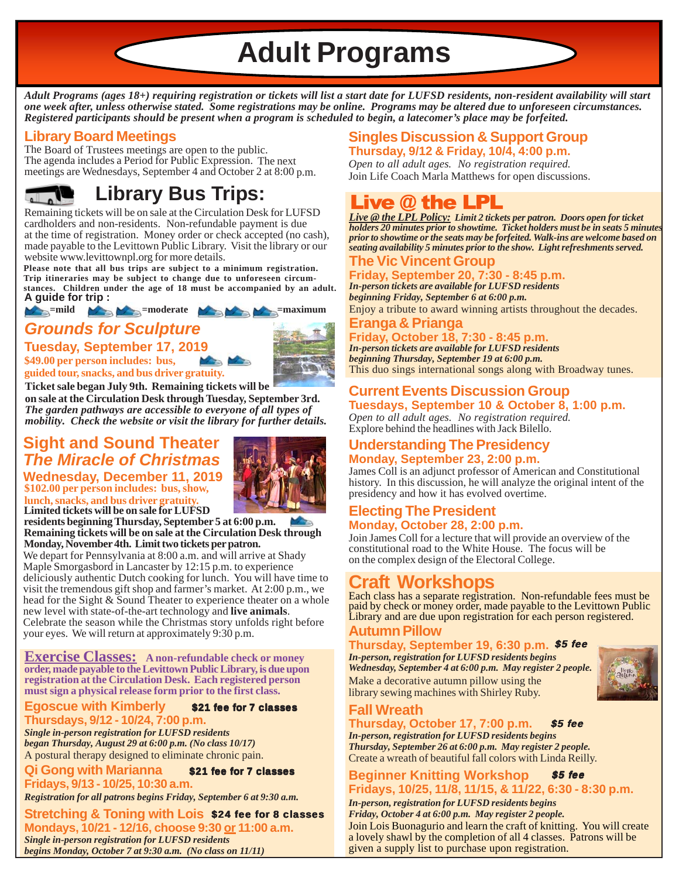# Adult Programs

*Adult Programs (ages 18+) requiring registration or tickets will list a start date for LUFSD residents, non-resident availability will start one week after, unless otherwise stated. Some registrations may be online. Programs may be altered due to unforeseen circumstances. Registered participants should be present when a program is scheduled to begin, a latecomer's place may be forfeited.*

## Library Board Meetings

The Board of Trustees meetings are open to the public. The agenda includes a Period for Public Expression. The next meetings are Wednesdays, September 4 and October 2 at 8:00 p.m.

## Library Bus Trips:

Remaining tickets will be on sale at the Circulation Desk for LUFSD cardholders and non-residents. Non-refundable payment is due at the time of registration. Money order or check accepted (no cash), made payable to the Levittown Public Library. Visit the library or our website www.levittownpl.org for more details.

**Please note that all bus trips are subject to a minimum registration. Trip itineraries may be subject to change due to unforeseen circumstances. Children under the age of 18 must be accompanied by an adult.**

**A guide for trip :**

=mild =moderate =maximum

### *Grounds for Sculpture*

**Tuesday, September 17, 2019**

**$49.00 per person includes: bus, guided tour, snacks, and bus driver gratuity.**

**Ticket sale began July 9th. Remaining tickets will be on sale at the Circulation Desk through Tuesday, September 3rd.** ***The garden pathways are accessible to everyone of all types of mobility. Check the website or visit the library for further details.***

### Sight and Sound Theater *The Miracle of Christmas*

**Wednesday, December 11, 2019**

**$102.00 per person includes: bus, show, lunch, snacks, and bus driver gratuity.**

**Limited tickets will be on sale for LUFSD residents beginning Thursday, September 5 at 6:00 p.m. Remaining tickets will be on sale at the Circulation Desk through Monday, November 4th. Limit two tickets per patron.**

We depart for Pennsylvania at 8:00 a.m. and will arrive at Shady Maple Smorgasbord in Lancaster by 12:15 p.m. to experience deliciously authentic Dutch cooking for lunch. You will have time to visit the tremendous gift shop and farmer's market. At 2:00 p.m., we head for the Sight & Sound Theater to experience theater on a whole new level with state-of-the-art technology and **live animals**. Celebrate the season while the Christmas story unfolds right before your eyes. We will return at approximately 9:30 p.m.

## Exercise Classes:

**A non-refundable check or money order, made payable to the Levittown Public Library, is due upon registration at the Circulation Desk. Each registered person must sign a physical release form prior to the first class.**

### Egoscue with Kimberly — $21 fee for 7 classes

**Thursdays, 9/12 - 10/24, 7:00 p.m.**

***Single in-person registration for LUFSD residents began Thursday, August 29 at 6:00 p.m. (No class 10/17)***

A postural therapy designed to eliminate chronic pain.

### Qi Gong with Marianna — $21 fee for 7 classes

**Fridays, 9/13 - 10/25, 10:30 a.m.**

***Registration for all patrons begins Friday, September 6 at 9:30 a.m.***

### Stretching & Toning with Lois — $24 fee for 8 classes

**Mondays, 10/21 - 12/16, choose 9:30 or 11:00 a.m.**

***Single in-person registration for LUFSD residents begins Monday, October 7 at 9:30 a.m. (No class on 11/11)***

## Singles Discussion & Support Group

**Thursday, 9/12 & Friday, 10/4, 4:00 p.m.**

*Open to all adult ages. No registration required.*

Join Life Coach Marla Matthews for open discussions.

## Live @ the LPL

***Live @ the LPL Policy:*** ***Limit 2 tickets per patron. Doors open for ticket holders 20 minutes prior to showtime. Ticket holders must be in seats 5 minutes prior to showtime or the seats may be forfeited. Walk-ins are welcome based on seating availability 5 minutes prior to the show. Light refreshments served.***

### The Vic Vincent Group

**Friday, September 20, 7:30 - 8:45 p.m.**

***In-person tickets are available for LUFSD residents beginning Friday, September 6 at 6:00 p.m.***

Enjoy a tribute to award winning artists throughout the decades.

### Eranga & Prianga

**Friday, October 18, 7:30 - 8:45 p.m.**

***In-person tickets are available for LUFSD residents beginning Thursday, September 19 at 6:00 p.m.***

This duo sings international songs along with Broadway tunes.

## Current Events Discussion Group

**Tuesdays, September 10 & October 8, 1:00 p.m.**

*Open to all adult ages. No registration required.*

Explore behind the headlines with Jack Bilello.

## Understanding The Presidency

**Monday, September 23, 2:00 p.m.**

James Coll is an adjunct professor of American and Constitutional history. In this discussion, he will analyze the original intent of the presidency and how it has evolved overtime.

## Electing The President

**Monday, October 28, 2:00 p.m.**

Join James Coll for a lecture that will provide an overview of the constitutional road to the White House. The focus will be on the complex design of the Electoral College.

## Craft Workshops

Each class has a separate registration. Non-refundable fees must be paid by check or money order, made payable to the Levittown Public Library and are due upon registration for each person registered.

### Autumn Pillow

**Thursday, September 19, 6:30 p.m.** ***$5 fee***

***In-person, registration for LUFSD residents begins Wednesday, September 4 at 6:00 p.m. May register 2 people.***

Make a decorative autumn pillow using the library sewing machines with Shirley Ruby.

### Fall Wreath

**Thursday, October 17, 7:00 p.m.** ***$5 fee***

***In-person, registration for LUFSD residents begins Thursday, September 26 at 6:00 p.m. May register 2 people.***

Create a wreath of beautiful fall colors with Linda Reilly.

### Beginner Knitting Workshop ***$5 fee***

**Fridays, 10/25, 11/8, 11/15, & 11/22, 6:30 - 8:30 p.m.**

***In-person, registration for LUFSD residents begins Friday, October 4 at 6:00 p.m. May register 2 people.***

Join Lois Buonagurio and learn the craft of knitting. You will create a lovely shawl by the completion of all 4 classes. Patrons will be given a supply list to purchase upon registration.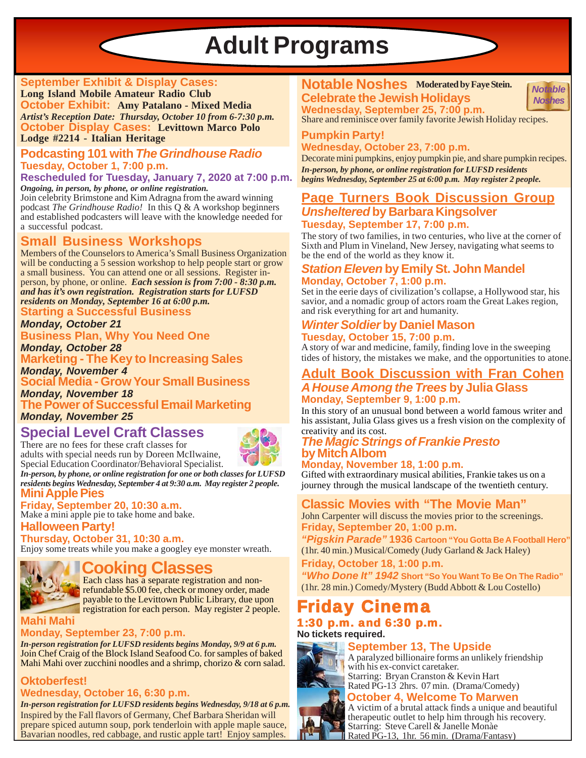# Adult Programs

## September Exhibit & Display Cases:

**Long Island Mobile Amateur Radio Club**

**October Exhibit:** **Amy Patalano - Mixed Media**

*Artist's Reception Date: Thursday, October 10 from 6-7:30 p.m.*

**October Display Cases:** **Levittown Marco Polo Lodge #2214 - Italian Heritage**

## Podcasting 101 with *The Grindhouse Radio*

**Tuesday, October 1, 7:00 p.m.**

**Rescheduled for Tuesday, January 7, 2020 at 7:00 p.m.**

*Ongoing, in person, by phone, or online registration.*

Join celebrity Brimstone and Kim Adragna from the award winning podcast *The Grindhouse Radio!* In this Q & A workshop beginners and established podcasters will leave with the knowledge needed for a successful podcast.

## Small Business Workshops

Members of the Counselors to America's Small Business Organization will be conducting a 5 session workshop to help people start or grow a small business. You can attend one or all sessions. Register in-person, by phone, or online. ***Each session is from 7:00 - 8:30 p.m. and has it's own registration. Registration starts for LUFSD residents on Monday, September 16 at 6:00 p.m.***

**Starting a Successful Business**
***Monday, October 21***

**Business Plan, Why You Need One**
***Monday, October 28***

**Marketing - The Key to Increasing Sales**
***Monday, November 4***

**Social Media - Grow Your Small Business**
***Monday, November 18***

**The Power of Successful Email Marketing**
***Monday, November 25***

## Special Level Craft Classes

There are no fees for these craft classes for adults with special needs run by Doreen McIlwaine, Special Education Coordinator/Behavioral Specialist.

***In-person, by phone, or online registration for one or both classes for LUFSD residents begins Wednesday, September 4 at 9:30 a.m. May register 2 people.***

### Mini Apple Pies

**Friday, September 20, 10:30 a.m.**

Make a mini apple pie to take home and bake.

### Halloween Party!

**Thursday, October 31, 10:30 a.m.**

Enjoy some treats while you make a googley eye monster wreath.

## Cooking Classes

Each class has a separate registration and non-refundable $5.00 fee, check or money order, made payable to the Levittown Public Library, due upon registration for each person. May register 2 people.

### Mahi Mahi

**Monday, September 23, 7:00 p.m.**

***In-person registration for LUFSD residents begins Monday, 9/9 at 6 p.m.***

Join Chef Craig of the Block Island Seafood Co. for samples of baked Mahi Mahi over zucchini noodles and a shrimp, chorizo & corn salad.

### Oktoberfest!

**Wednesday, October 16, 6:30 p.m.**

***In-person registration for LUFSD residents begins Wednesday, 9/18 at 6 p.m.***

Inspired by the Fall flavors of Germany, Chef Barbara Sheridan will prepare spiced autumn soup, pork tenderloin with apple maple sauce, Bavarian noodles, red cabbage, and rustic apple tart! Enjoy samples.

## Notable Noshes

**Moderated by Faye Stein.**

### Celebrate the Jewish Holidays

**Wednesday, September 25, 7:00 p.m.**

Share and reminisce over family favorite Jewish Holiday recipes.

### Pumpkin Party!

**Wednesday, October 23, 7:00 p.m.**

Decorate mini pumpkins, enjoy pumpkin pie, and share pumpkin recipes.

***In-person, by phone, or online registration for LUFSD residents begins Wednesday, September 25 at 6:00 p.m. May register 2 people.***

## Page Turners Book Discussion Group

### *Unsheltered* by Barbara Kingsolver

**Tuesday, September 17, 7:00 p.m.**

The story of two families, in two centuries, who live at the corner of Sixth and Plum in Vineland, New Jersey, navigating what seems to be the end of the world as they know it.

### *Station Eleven* by Emily St. John Mandel

**Monday, October 7, 1:00 p.m.**

Set in the eerie days of civilization's collapse, a Hollywood star, his savior, and a nomadic group of actors roam the Great Lakes region, and risk everything for art and humanity.

### *Winter Soldier* by Daniel Mason

**Tuesday, October 15, 7:00 p.m.**

A story of war and medicine, family, finding love in the sweeping tides of history, the mistakes we make, and the opportunities to atone.

## Adult Book Discussion with Fran Cohen

### *A House Among the Trees* by Julia Glass

**Monday, September 9, 1:00 p.m.**

In this story of an unusual bond between a world famous writer and his assistant, Julia Glass gives us a fresh vision on the complexity of creativity and its cost.

### *The Magic Strings of Frankie Presto* by Mitch Albom

**Monday, November 18, 1:00 p.m.**

Gifted with extraordinary musical abilities, Frankie takes us on a journey through the musical landscape of the twentieth century.

## Classic Movies with "The Movie Man"

John Carpenter will discuss the movies prior to the screenings.

**Friday, September 20, 1:00 p.m.**

***"Pigskin Parade"* 1936** **Cartoon "You Gotta Be A Football Hero"**

(1hr. 40 min.) Musical/Comedy (Judy Garland & Jack Haley)

**Friday, October 18, 1:00 p.m.**

***"Who Done It" 1942*** **Short "So You Want To Be On The Radio"**

(1hr. 28 min.) Comedy/Mystery (Budd Abbott & Lou Costello)

## Friday Cinema

**1:30 p.m. and 6:30 p.m.**

**No tickets required.**

### September 13, The Upside

A paralyzed billionaire forms an unlikely friendship with his ex-convict caretaker.
Starring: Bryan Cranston & Kevin Hart
Rated PG-13 2hrs. 07 min. (Drama/Comedy)

### October 4, Welcome To Marwen

A victim of a brutal attack finds a unique and beautiful therapeutic outlet to help him through his recovery.
Starring: Steve Carell & Janelle Monàe
Rated PG-13, 1hr. 56 min. (Drama/Fantasy)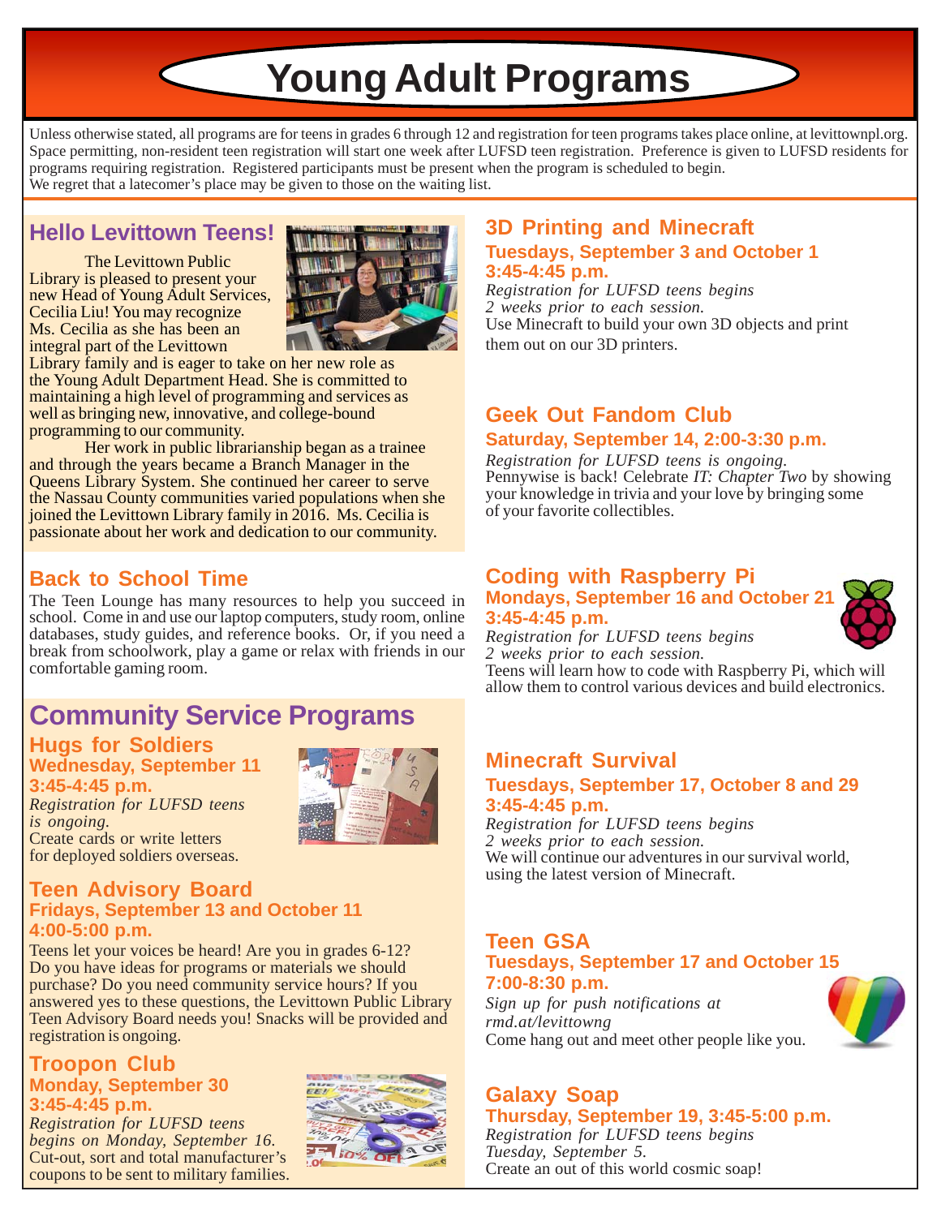# Young Adult Programs

Unless otherwise stated, all programs are for teens in grades 6 through 12 and registration for teen programs takes place online, at levittownpl.org. Space permitting, non-resident teen registration will start one week after LUFSD teen registration. Preference is given to LUFSD residents for programs requiring registration. Registered participants must be present when the program is scheduled to begin. We regret that a latecomer's place may be given to those on the waiting list.

## Hello Levittown Teens!

The Levittown Public Library is pleased to present your new Head of Young Adult Services, Cecilia Liu! You may recognize Ms. Cecilia as she has been an integral part of the Levittown Library family and is eager to take on her new role as the Young Adult Department Head. She is committed to maintaining a high level of programming and services as well as bringing new, innovative, and college-bound programming to our community.

Her work in public librarianship began as a trainee and through the years became a Branch Manager in the Queens Library System. She continued her career to serve the Nassau County communities varied populations when she joined the Levittown Library family in 2016. Ms. Cecilia is passionate about her work and dedication to our community.

## Back to School Time

The Teen Lounge has many resources to help you succeed in school. Come in and use our laptop computers, study room, online databases, study guides, and reference books. Or, if you need a break from schoolwork, play a game or relax with friends in our comfortable gaming room.

## Community Service Programs

### Hugs for Soldiers

**Wednesday, September 11**
**3:45-4:45 p.m.**

*Registration for LUFSD teens is ongoing.*

Create cards or write letters for deployed soldiers overseas.

### Teen Advisory Board

**Fridays, September 13 and October 11**
**4:00-5:00 p.m.**

Teens let your voices be heard! Are you in grades 6-12? Do you have ideas for programs or materials we should purchase? Do you need community service hours? If you answered yes to these questions, the Levittown Public Library Teen Advisory Board needs you! Snacks will be provided and registration is ongoing.

### Troopon Club

**Monday, September 30**
**3:45-4:45 p.m.**

*Registration for LUFSD teens begins on Monday, September 16.*

Cut-out, sort and total manufacturer's coupons to be sent to military families.

## 3D Printing and Minecraft

**Tuesdays, September 3 and October 1**
**3:45-4:45 p.m.**

*Registration for LUFSD teens begins 2 weeks prior to each session.*

Use Minecraft to build your own 3D objects and print them out on our 3D printers.

## Geek Out Fandom Club

**Saturday, September 14, 2:00-3:30 p.m.**

*Registration for LUFSD teens is ongoing.*

Pennywise is back! Celebrate *IT: Chapter Two* by showing your knowledge in trivia and your love by bringing some of your favorite collectibles.

## Coding with Raspberry Pi

**Mondays, September 16 and October 21**
**3:45-4:45 p.m.**

*Registration for LUFSD teens begins 2 weeks prior to each session.*

Teens will learn how to code with Raspberry Pi, which will allow them to control various devices and build electronics.

## Minecraft Survival

**Tuesdays, September 17, October 8 and 29**
**3:45-4:45 p.m.**

*Registration for LUFSD teens begins 2 weeks prior to each session.*

We will continue our adventures in our survival world, using the latest version of Minecraft.

## Teen GSA

**Tuesdays, September 17 and October 15**
**7:00-8:30 p.m.**

*Sign up for push notifications at rmd.at/levittowng*

Come hang out and meet other people like you.

## Galaxy Soap

**Thursday, September 19, 3:45-5:00 p.m.**

*Registration for LUFSD teens begins Tuesday, September 5.*

Create an out of this world cosmic soap!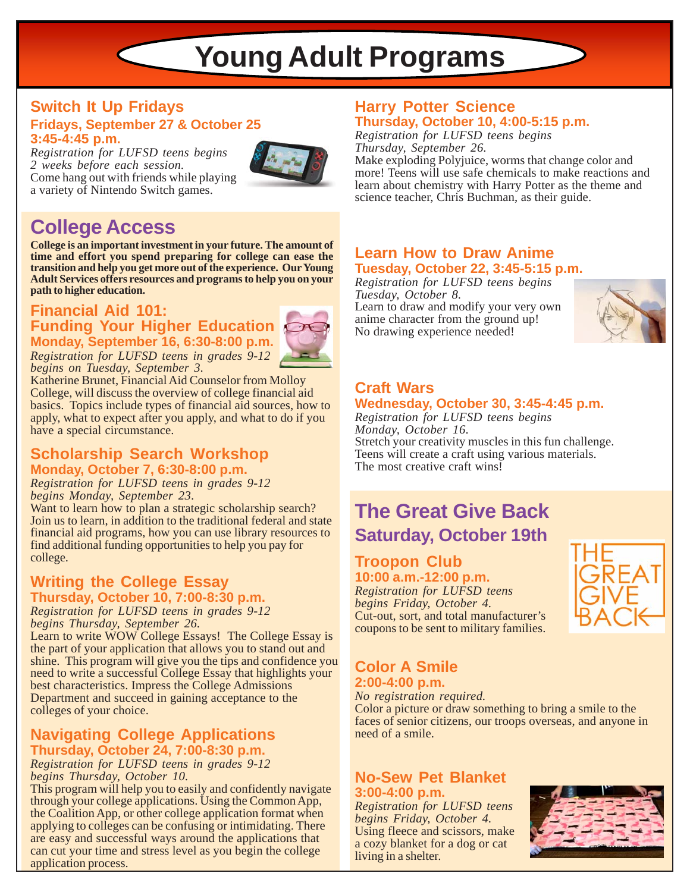# Young Adult Programs

### Switch It Up Fridays

**Fridays, September 27 & October 25**
**3:45-4:45 p.m.**

*Registration for LUFSD teens begins 2 weeks before each session.*
Come hang out with friends while playing a variety of Nintendo Switch games.

## College Access

**College is an important investment in your future. The amount of time and effort you spend preparing for college can ease the transition and help you get more out of the experience. Our Young Adult Services offers resources and programs to help you on your path to higher education.**

### Financial Aid 101: Funding Your Higher Education

**Monday, September 16, 6:30-8:00 p.m.**

*Registration for LUFSD teens in grades 9-12 begins on Tuesday, September 3.*
Katherine Brunet, Financial Aid Counselor from Molloy College, will discuss the overview of college financial aid basics. Topics include types of financial aid sources, how to apply, what to expect after you apply, and what to do if you have a special circumstance.

### Scholarship Search Workshop

**Monday, October 7, 6:30-8:00 p.m.**

*Registration for LUFSD teens in grades 9-12 begins Monday, September 23.*
Want to learn how to plan a strategic scholarship search? Join us to learn, in addition to the traditional federal and state financial aid programs, how you can use library resources to find additional funding opportunities to help you pay for college.

### Writing the College Essay

**Thursday, October 10, 7:00-8:30 p.m.**

*Registration for LUFSD teens in grades 9-12 begins Thursday, September 26.*
Learn to write WOW College Essays! The College Essay is the part of your application that allows you to stand out and shine. This program will give you the tips and confidence you need to write a successful College Essay that highlights your best characteristics. Impress the College Admissions Department and succeed in gaining acceptance to the colleges of your choice.

### Navigating College Applications

**Thursday, October 24, 7:00-8:30 p.m.**

*Registration for LUFSD teens in grades 9-12 begins Thursday, October 10.*
This program will help you to easily and confidently navigate through your college applications. Using the Common App, the Coalition App, or other college application format when applying to colleges can be confusing or intimidating. There are easy and successful ways around the applications that can cut your time and stress level as you begin the college application process.

### Harry Potter Science

**Thursday, October 10, 4:00-5:15 p.m.**

*Registration for LUFSD teens begins Thursday, September 26.*
Make exploding Polyjuice, worms that change color and more! Teens will use safe chemicals to make reactions and learn about chemistry with Harry Potter as the theme and science teacher, Chris Buchman, as their guide.

### Learn How to Draw Anime

**Tuesday, October 22, 3:45-5:15 p.m.**

*Registration for LUFSD teens begins Tuesday, October 8.*
Learn to draw and modify your very own anime character from the ground up! No drawing experience needed!

### Craft Wars

**Wednesday, October 30, 3:45-4:45 p.m.**

*Registration for LUFSD teens begins Monday, October 16.*
Stretch your creativity muscles in this fun challenge. Teens will create a craft using various materials. The most creative craft wins!

## The Great Give Back

**Saturday, October 19th**

### Troopon Club

**10:00 a.m.-12:00 p.m.**

*Registration for LUFSD teens begins Friday, October 4.*
Cut-out, sort, and total manufacturer's coupons to be sent to military families.

### Color A Smile

**2:00-4:00 p.m.**

*No registration required.*
Color a picture or draw something to bring a smile to the faces of senior citizens, our troops overseas, and anyone in need of a smile.

### No-Sew Pet Blanket

**3:00-4:00 p.m.**

*Registration for LUFSD teens begins Friday, October 4.*
Using fleece and scissors, make a cozy blanket for a dog or cat living in a shelter.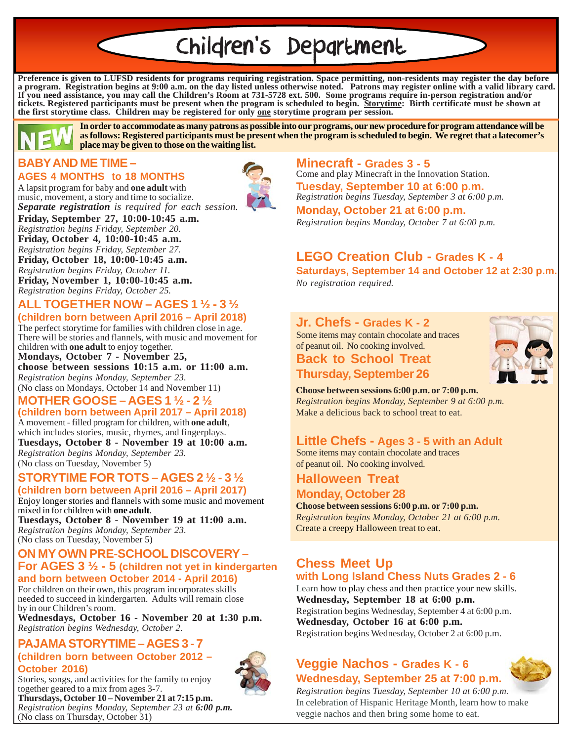# Children's Department

**Preference is given to LUFSD residents for programs requiring registration. Space permitting, non-residents may register the day before a program. Registration begins at 9:00 a.m. on the day listed unless otherwise noted. Patrons may register online with a valid library card. If you need assistance, you may call the Children's Room at 731-5728 ext. 500. Some programs require in-person registration and/or tickets. Registered participants must be present when the program is scheduled to begin. Storytime: Birth certificate must be shown at the first storytime class. Children may be registered for only one storytime program per session.**

NEW **In order to accommodate as many patrons as possible into our programs, our new procedure for program attendance will be as follows: Registered participants must be present when the program is scheduled to begin. We regret that a latecomer's place may be given to those on the waiting list.**

## BABY AND ME TIME – AGES 4 MONTHS to 18 MONTHS

A lapsit program for baby and **one adult** with music, movement, a story and time to socialize.
***Separate registration*** *is required for each session.*

**Friday, September 27, 10:00-10:45 a.m.**
*Registration begins Friday, September 20.*
**Friday, October 4, 10:00-10:45 a.m.**
*Registration begins Friday, September 27.*
**Friday, October 18, 10:00-10:45 a.m.**
*Registration begins Friday, October 11.*
**Friday, November 1, 10:00-10:45 a.m.**
*Registration begins Friday, October 25.*

## ALL TOGETHER NOW – AGES 1 ½ - 3 ½
### (children born between April 2016 – April 2018)

The perfect storytime for families with children close in age. There will be stories and flannels, with music and movement for children with **one adult** to enjoy together.

**Mondays, October 7 - November 25, choose between sessions 10:15 a.m. or 11:00 a.m.**
*Registration begins Monday, September 23.*
(No class on Mondays, October 14 and November 11)

## MOTHER GOOSE – AGES 1 ½ - 2 ½
### (children born between April 2017 – April 2018)

A movement - filled program for children, with **one adult**, which includes stories, music, rhymes, and fingerplays.

**Tuesdays, October 8 - November 19 at 10:00 a.m.**
*Registration begins Monday, September 23.*
(No class on Tuesday, November 5)

## STORYTIME FOR TOTS – AGES 2 ½ - 3 ½
### (children born between April 2016 – April 2017)

Enjoy longer stories and flannels with some music and movement mixed in for children with **one adult**.

**Tuesdays, October 8 - November 19 at 11:00 a.m.**
*Registration begins Monday, September 23.*
(No class on Tuesday, November 5)

## ON MY OWN PRE-SCHOOL DISCOVERY – For AGES 3 ½ - 5 (children not yet in kindergarten and born between October 2014 - April 2016)

For children on their own, this program incorporates skills needed to succeed in kindergarten. Adults will remain close by in our Children's room.

**Wednesdays, October 16 - November 20 at 1:30 p.m.**
*Registration begins Wednesday, October 2.*

## PAJAMA STORYTIME – AGES 3 - 7
### (children born between October 2012 – October 2016)

Stories, songs, and activities for the family to enjoy together geared to a mix from ages 3-7.

**Thursdays, October 10 – November 21 at 7:15 p.m.**
*Registration begins Monday, September 23 at **6:00 p.m.***
(No class on Thursday, October 31)

## Minecraft - Grades 3 - 5

Come and play Minecraft in the Innovation Station.

**Tuesday, September 10 at 6:00 p.m.**
*Registration begins Tuesday, September 3 at 6:00 p.m.*

**Monday, October 21 at 6:00 p.m.**
*Registration begins Monday, October 7 at 6:00 p.m.*

## LEGO Creation Club - Grades K - 4

**Saturdays, September 14 and October 12 at 2:30 p.m.**
*No registration required.*

## Jr. Chefs - Grades K - 2

Some items may contain chocolate and traces of peanut oil. No cooking involved.

### Back to School Treat
### Thursday, September 26

**Choose between sessions 6:00 p.m. or 7:00 p.m.**
*Registration begins Monday, September 9 at 6:00 p.m.*
Make a delicious back to school treat to eat.

## Little Chefs - Ages 3 - 5 with an Adult

Some items may contain chocolate and traces of peanut oil. No cooking involved.

### Halloween Treat
### Monday, October 28

**Choose between sessions 6:00 p.m. or 7:00 p.m.**
*Registration begins Monday, October 21 at 6:00 p.m.*
Create a creepy Halloween treat to eat.

## Chess Meet Up with Long Island Chess Nuts Grades 2 - 6

Learn how to play chess and then practice your new skills.

**Wednesday, September 18 at 6:00 p.m.**
Registration begins Wednesday, September 4 at 6:00 p.m.
**Wednesday, October 16 at 6:00 p.m.**
Registration begins Wednesday, October 2 at 6:00 p.m.

## Veggie Nachos - Grades K - 6
### Wednesday, September 25 at 7:00 p.m.

*Registration begins Tuesday, September 10 at 6:00 p.m.*
In celebration of Hispanic Heritage Month, learn how to make veggie nachos and then bring some home to eat.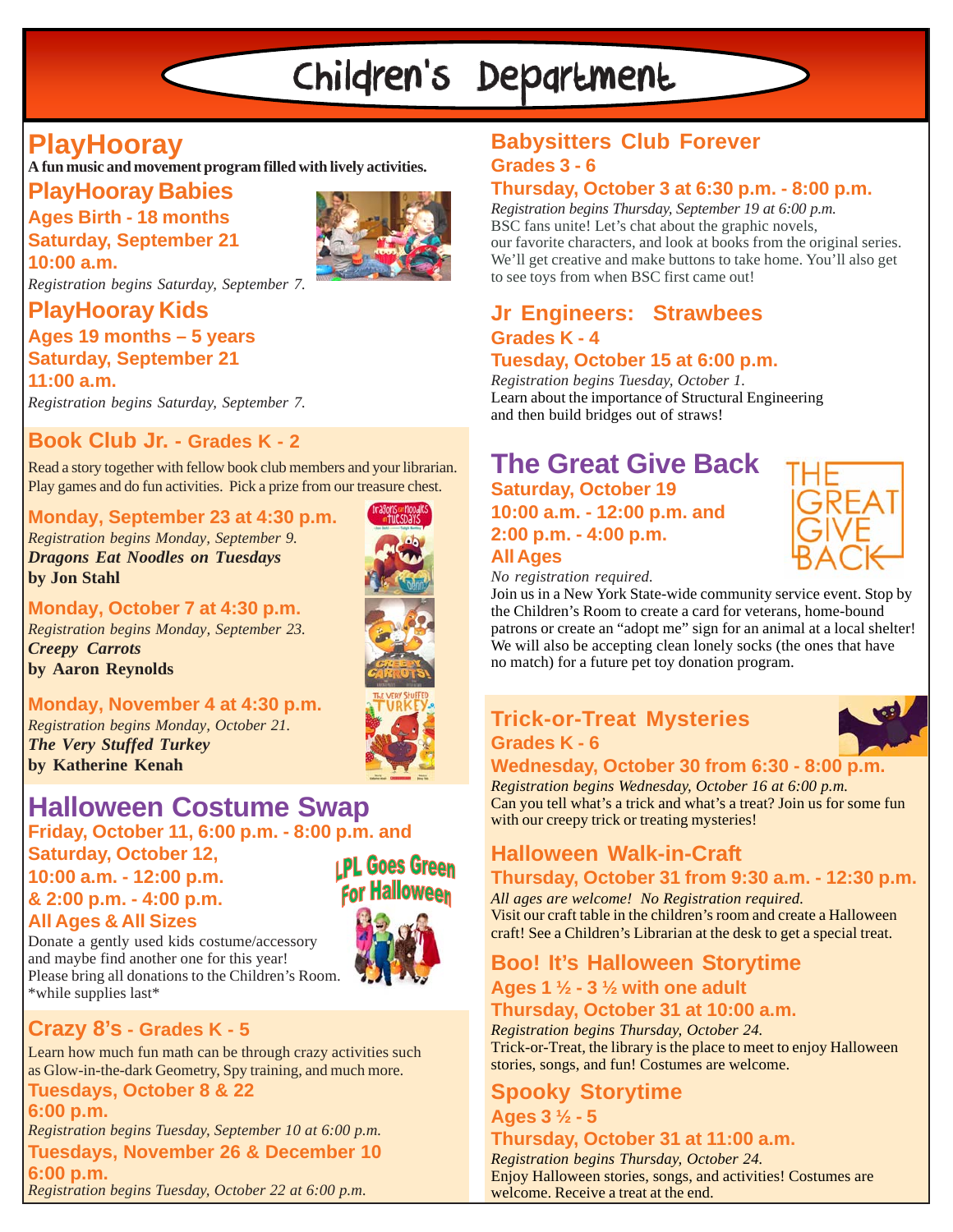# Children's Department

## PlayHooray

**A fun music and movement program filled with lively activities.**

### PlayHooray Babies

**Ages Birth - 18 months**
**Saturday, September 21**
**10:00 a.m.**

*Registration begins Saturday, September 7.*

### PlayHooray Kids

**Ages 19 months – 5 years**
**Saturday, September 21**
**11:00 a.m.**

*Registration begins Saturday, September 7.*

## Book Club Jr. - Grades K - 2

Read a story together with fellow book club members and your librarian. Play games and do fun activities. Pick a prize from our treasure chest.

**Monday, September 23 at 4:30 p.m.**
*Registration begins Monday, September 9.*
***Dragons Eat Noodles on Tuesdays***
**by Jon Stahl**

**Monday, October 7 at 4:30 p.m.**
*Registration begins Monday, September 23.*
***Creepy Carrots***
**by Aaron Reynolds**

**Monday, November 4 at 4:30 p.m.**
*Registration begins Monday, October 21.*
***The Very Stuffed Turkey***
**by Katherine Kenah**

## Halloween Costume Swap

**Friday, October 11, 6:00 p.m. - 8:00 p.m. and**
**Saturday, October 12,**
**10:00 a.m. - 12:00 p.m.**
**& 2:00 p.m. - 4:00 p.m.**
**All Ages & All Sizes**

LPL Goes Green For Halloween

Donate a gently used kids costume/accessory and maybe find another one for this year! Please bring all donations to the Children's Room.
*while supplies last*

## Crazy 8's - Grades K - 5

Learn how much fun math can be through crazy activities such as Glow-in-the-dark Geometry, Spy training, and much more.

**Tuesdays, October 8 & 22**
**6:00 p.m.**
*Registration begins Tuesday, September 10 at 6:00 p.m.*

**Tuesdays, November 26 & December 10**
**6:00 p.m.**
*Registration begins Tuesday, October 22 at 6:00 p.m.*

## Babysitters Club Forever

**Grades 3 - 6**
**Thursday, October 3 at 6:30 p.m. - 8:00 p.m.**

*Registration begins Thursday, September 19 at 6:00 p.m.*
BSC fans unite! Let's chat about the graphic novels, our favorite characters, and look at books from the original series. We'll get creative and make buttons to take home. You'll also get to see toys from when BSC first came out!

## Jr Engineers: Strawbees

**Grades K - 4**
**Tuesday, October 15 at 6:00 p.m.**

*Registration begins Tuesday, October 1.*
Learn about the importance of Structural Engineering and then build bridges out of straws!

## The Great Give Back

**Saturday, October 19**
**10:00 a.m. - 12:00 p.m. and**
**2:00 p.m. - 4:00 p.m.**
**All Ages**

*No registration required.*
Join us in a New York State-wide community service event. Stop by the Children's Room to create a card for veterans, home-bound patrons or create an "adopt me" sign for an animal at a local shelter! We will also be accepting clean lonely socks (the ones that have no match) for a future pet toy donation program.

## Trick-or-Treat Mysteries

**Grades K - 6**
**Wednesday, October 30 from 6:30 - 8:00 p.m.**

*Registration begins Wednesday, October 16 at 6:00 p.m.*
Can you tell what's a trick and what's a treat? Join us for some fun with our creepy trick or treating mysteries!

## Halloween Walk-in-Craft

**Thursday, October 31 from 9:30 a.m. - 12:30 p.m.**

*All ages are welcome! No Registration required.*
Visit our craft table in the children's room and create a Halloween craft! See a Children's Librarian at the desk to get a special treat.

## Boo! It's Halloween Storytime

**Ages 1 ½ - 3 ½ with one adult**
**Thursday, October 31 at 10:00 a.m.**

*Registration begins Thursday, October 24.*
Trick-or-Treat, the library is the place to meet to enjoy Halloween stories, songs, and fun! Costumes are welcome.

## Spooky Storytime

**Ages 3 ½ - 5**
**Thursday, October 31 at 11:00 a.m.**

*Registration begins Thursday, October 24.*
Enjoy Halloween stories, songs, and activities! Costumes are welcome. Receive a treat at the end.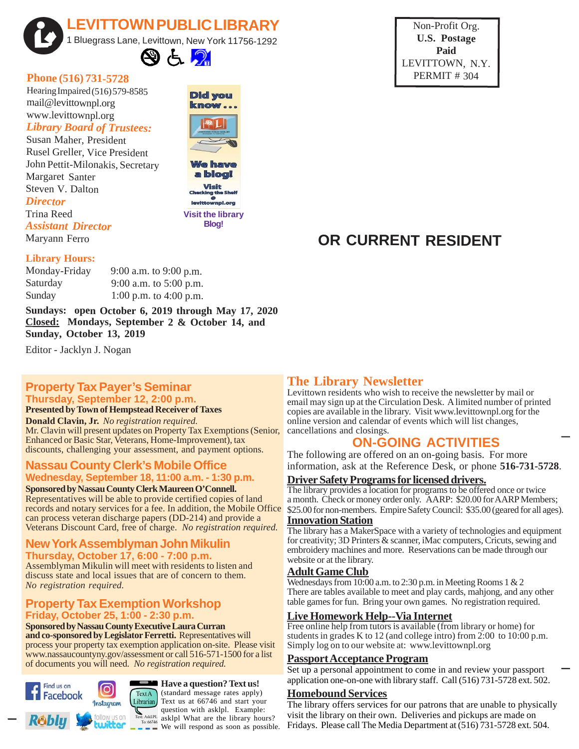# LEVITTOWN PUBLIC LIBRARY

1 Bluegrass Lane, Levittown, New York 11756-1292

Non-Profit Org.
**U.S. Postage**
**Paid**
LEVITTOWN, N.Y.
PERMIT # 304

**Phone (516) 731-5728**
Hearing Impaired (516) 579-8585
mail@levittownpl.org
www.levittownpl.org

***Library Board of Trustees:***
Susan Maher, President
Rusel Greller, Vice President
John Pettit-Milonakis, Secretary
Margaret Santer
Steven V. Dalton

***Director***
Trina Reed

***Assistant Director***
Maryann Ferro

Did you know . . .
We have a blog!
Visit
Checking the Shelf
@
levittownpl.org

Visit the library Blog!

**OR CURRENT RESIDENT**

**Library Hours:**

| | |
|---|---|
| Monday-Friday | 9:00 a.m. to 9:00 p.m. |
| Saturday | 9:00 a.m. to 5:00 p.m. |
| Sunday | 1:00 p.m. to 4:00 p.m. |

**Sundays: open October 6, 2019 through May 17, 2020**
**<u>Closed:</u> Mondays, September 2 & October 14, and Sunday, October 13, 2019**

Editor - Jacklyn J. Nogan

## Property Tax Payer's Seminar
**Thursday, September 12, 2:00 p.m.**
**Presented by Town of Hempstead Receiver of Taxes**
**Donald Clavin, Jr.** *No registration required.*
Mr. Clavin will present updates on Property Tax Exemptions (Senior, Enhanced or Basic Star, Veterans, Home-Improvement), tax discounts, challenging your assessment, and payment options.

## Nassau County Clerk's Mobile Office
**Wednesday, September 18, 11:00 a.m. - 1:30 p.m.**
**Sponsored by Nassau County Clerk Maureen O'Connell.**
Representatives will be able to provide certified copies of land records and notary services for a fee. In addition, the Mobile Office can process veteran discharge papers (DD-214) and provide a Veterans Discount Card, free of charge. *No registration required.*

## New York Assemblyman John Mikulin
**Thursday, October 17, 6:00 - 7:00 p.m.**
Assemblyman Mikulin will meet with residents to listen and discuss state and local issues that are of concern to them.
*No registration required.*

## Property Tax Exemption Workshop
**Friday, October 25, 1:00 - 2:30 p.m.**
**Sponsored by Nassau County Executive Laura Curran and co-sponsored by Legislator Ferretti.** Representatives will process your property tax exemption application on-site. Please visit www.nassaucountyny.gov/assessment or call 516-571-1500 for a list of documents you will need. *No registration required.*

Find us on Facebook · Instagram · Rbly · follow us on twitter

**Have a question? Text us!**
(standard message rates apply)
Text us at 66746 and start your question with asklpl. Example: asklpl What are the library hours? We will respond as soon as possible.

## The Library Newsletter
Levittown residents who wish to receive the newsletter by mail or email may sign up at the Circulation Desk. A limited number of printed copies are available in the library. Visit www.levittownpl.org for the online version and calendar of events which will list changes, cancellations and closings.

## ON-GOING ACTIVITIES
The following are offered on an on-going basis. For more information, ask at the Reference Desk, or phone **516-731-5728**.

### <u>Driver Safety Programs for licensed drivers.</u>
The library provides a location for programs to be offered once or twice a month. Check or money order only. AARP: $20.00 for AARP Members; $25.00 for non-members. Empire Safety Council: $35.00 (geared for all ages).

### <u>Innovation Station</u>
The library has a MakerSpace with a variety of technologies and equipment for creativity; 3D Printers & scanner, iMac computers, Cricuts, sewing and embroidery machines and more. Reservations can be made through our website or at the library.

### <u>Adult Game Club</u>
Wednesdays from 10:00 a.m. to 2:30 p.m. in Meeting Rooms 1 & 2
There are tables available to meet and play cards, mahjong, and any other table games for fun. Bring your own games. No registration required.

### <u>Live Homework Help--Via Internet</u>
Free online help from tutors is available (from library or home) for students in grades K to 12 (and college intro) from 2:00 to 10:00 p.m. Simply log on to our website at: www.levittownpl.org

### <u>Passport Acceptance Program</u>
Set up a personal appointment to come in and review your passport application one-on-one with library staff. Call (516) 731-5728 ext. 502.

### <u>Homebound Services</u>
The library offers services for our patrons that are unable to physically visit the library on their own. Deliveries and pickups are made on Fridays. Please call The Media Department at (516) 731-5728 ext. 504.